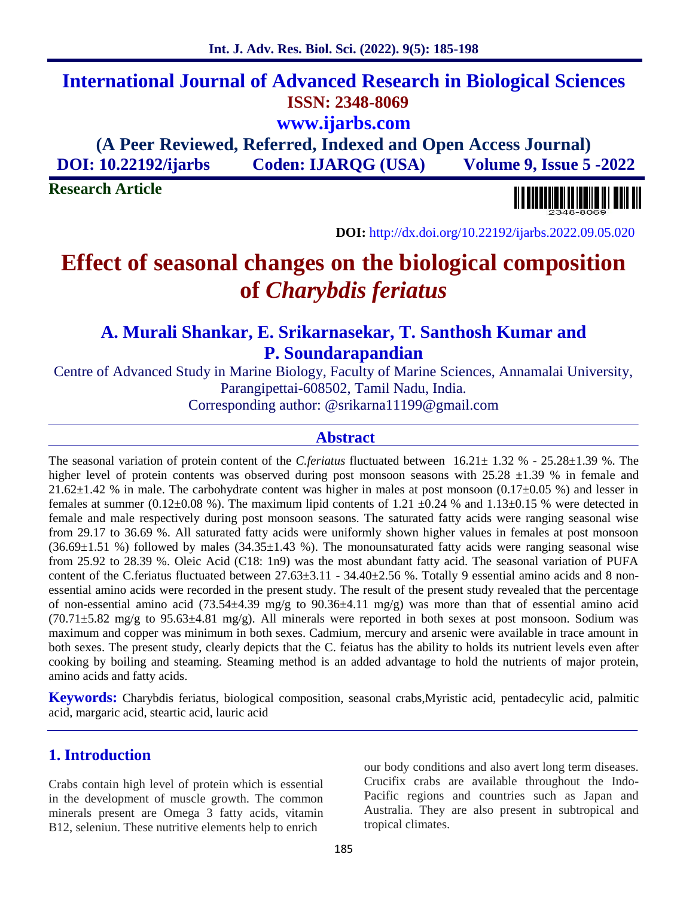# International Journal of Advanced Research in Biological Sciences

**ISSN: 2348-8069**

**www.ijarbs.com**

**(A Peer Reviewed, Referred, Indexed and Open Access Journal)**

**DOI: 10.22192/ijarbs Coden: IJARQG (USA) Volume 9, Issue 5 -2022**

**Research Article**

**DOI:** http://dx.doi.org/10.22192/ijarbs.2022.09.05.020

# Effect of seasonal changes on the biological composition of *Charybdis feriatus*

## A. Murali Shankar, E. Srikarnasekar, T. Santhosh Kumar and P. Soundarapandian

Centre of Advanced Study in Marine Biology, Faculty of Marine Sciences, Annamalai University, Parangipettai-608502, Tamil Nadu, India.

Corresponding author: @srikarna11199@gmail.com

## Abstract

The seasonal variation of protein content of the *C.feriatus* fluctuated between 16.21± 1.32 % - 25.28±1.39 %. The higher level of protein contents was observed during post monsoon seasons with 25.28 ±1.39 % in female and 21.62±1.42 % in male. The carbohydrate content was higher in males at post monsoon (0.17±0.05 %) and lesser in females at summer (0.12±0.08 %). The maximum lipid contents of 1.21 ±0.24 % and 1.13±0.15 % were detected in female and male respectively during post monsoon seasons. The saturated fatty acids were ranging seasonal wise from 29.17 to 36.69 %. All saturated fatty acids were uniformly shown higher values in females at post monsoon (36.69±1.51 %) followed by males (34.35±1.43 %). The monounsaturated fatty acids were ranging seasonal wise from 25.92 to 28.39 %. Oleic Acid (C18: 1n9) was the most abundant fatty acid. The seasonal variation of PUFA content of the C.feriatus fluctuated between 27.63±3.11 - 34.40±2.56 %. Totally 9 essential amino acids and 8 non-essential amino acids were recorded in the present study. The result of the present study revealed that the percentage of non-essential amino acid (73.54±4.39 mg/g to 90.36±4.11 mg/g) was more than that of essential amino acid (70.71±5.82 mg/g to 95.63±4.81 mg/g). All minerals were reported in both sexes at post monsoon. Sodium was maximum and copper was minimum in both sexes. Cadmium, mercury and arsenic were available in trace amount in both sexes. The present study, clearly depicts that the C. feiatus has the ability to holds its nutrient levels even after cooking by boiling and steaming. Steaming method is an added advantage to hold the nutrients of major protein, amino acids and fatty acids.

**Keywords:** Charybdis feriatus, biological composition, seasonal crabs,Myristic acid, pentadecylic acid, palmitic acid, margaric acid, steartic acid, lauric acid

## 1. Introduction

Crabs contain high level of protein which is essential in the development of muscle growth. The common minerals present are Omega 3 fatty acids, vitamin B12, seleniun. These nutritive elements help to enrich our body conditions and also avert long term diseases. Crucifix crabs are available throughout the Indo-Pacific regions and countries such as Japan and Australia. They are also present in subtropical and tropical climates.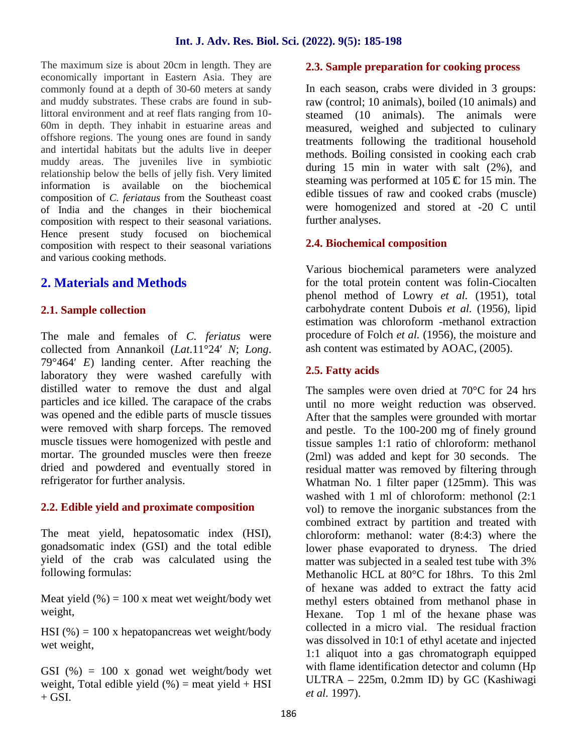The maximum size is about 20cm in length. They are economically important in Eastern Asia. They are commonly found at a depth of 30-60 meters at sandy and muddy substrates. These crabs are found in sub-littoral environment and at reef flats ranging from 10-60m in depth. They inhabit in estuarine areas and offshore regions. The young ones are found in sandy and intertidal habitats but the adults live in deeper muddy areas. The juveniles live in symbiotic relationship below the bells of jelly fish. Very limited information is available on the biochemical composition of *C. feriataus* from the Southeast coast of India and the changes in their biochemical composition with respect to their seasonal variations. Hence present study focused on biochemical composition with respect to their seasonal variations and various cooking methods.

## 2. Materials and Methods

### 2.1. Sample collection

The male and females of *C. feriatus* were collected from Annankoil (*Lat.*11°24′ *N*; *Long.* 79°464′ *E*) landing center. After reaching the laboratory they were washed carefully with distilled water to remove the dust and algal particles and ice killed. The carapace of the crabs was opened and the edible parts of muscle tissues were removed with sharp forceps. The removed muscle tissues were homogenized with pestle and mortar. The grounded muscles were then freeze dried and powdered and eventually stored in refrigerator for further analysis.

### 2.2. Edible yield and proximate composition

The meat yield, hepatosomatic index (HSI), gonadsomatic index (GSI) and the total edible yield of the crab was calculated using the following formulas:

Meat yield (%) = 100 x meat wet weight/body wet weight,

HSI (%) = 100 x hepatopancreas wet weight/body wet weight,

GSI (%) = 100 x gonad wet weight/body wet weight, Total edible yield (%) = meat yield + HSI + GSI.

### 2.3. Sample preparation for cooking process

In each season, crabs were divided in 3 groups: raw (control; 10 animals), boiled (10 animals) and steamed (10 animals). The animals were measured, weighed and subjected to culinary treatments following the traditional household methods. Boiling consisted in cooking each crab during 15 min in water with salt (2%), and steaming was performed at 105 °C for 15 min. The edible tissues of raw and cooked crabs (muscle) were homogenized and stored at -20 C until further analyses.

### 2.4. Biochemical composition

Various biochemical parameters were analyzed for the total protein content was folin-Ciocalten phenol method of Lowry *et al.* (1951), total carbohydrate content Dubois *et al.* (1956), lipid estimation was chloroform -methanol extraction procedure of Folch *et al.* (1956), the moisture and ash content was estimated by AOAC, (2005).

### 2.5. Fatty acids

The samples were oven dried at 70°C for 24 hrs until no more weight reduction was observed. After that the samples were grounded with mortar and pestle. To the 100-200 mg of finely ground tissue samples 1:1 ratio of chloroform: methanol (2ml) was added and kept for 30 seconds. The residual matter was removed by filtering through Whatman No. 1 filter paper (125mm). This was washed with 1 ml of chloroform: methonol (2:1 vol) to remove the inorganic substances from the combined extract by partition and treated with chloroform: methanol: water (8:4:3) where the lower phase evaporated to dryness. The dried matter was subjected in a sealed test tube with 3% Methanolic HCL at 80°C for 18hrs. To this 2ml of hexane was added to extract the fatty acid methyl esters obtained from methanol phase in Hexane. Top 1 ml of the hexane phase was collected in a micro vial. The residual fraction was dissolved in 10:1 of ethyl acetate and injected 1:1 aliquot into a gas chromatograph equipped with flame identification detector and column (Hp ULTRA – 225m, 0.2mm ID) by GC (Kashiwagi *et al.* 1997).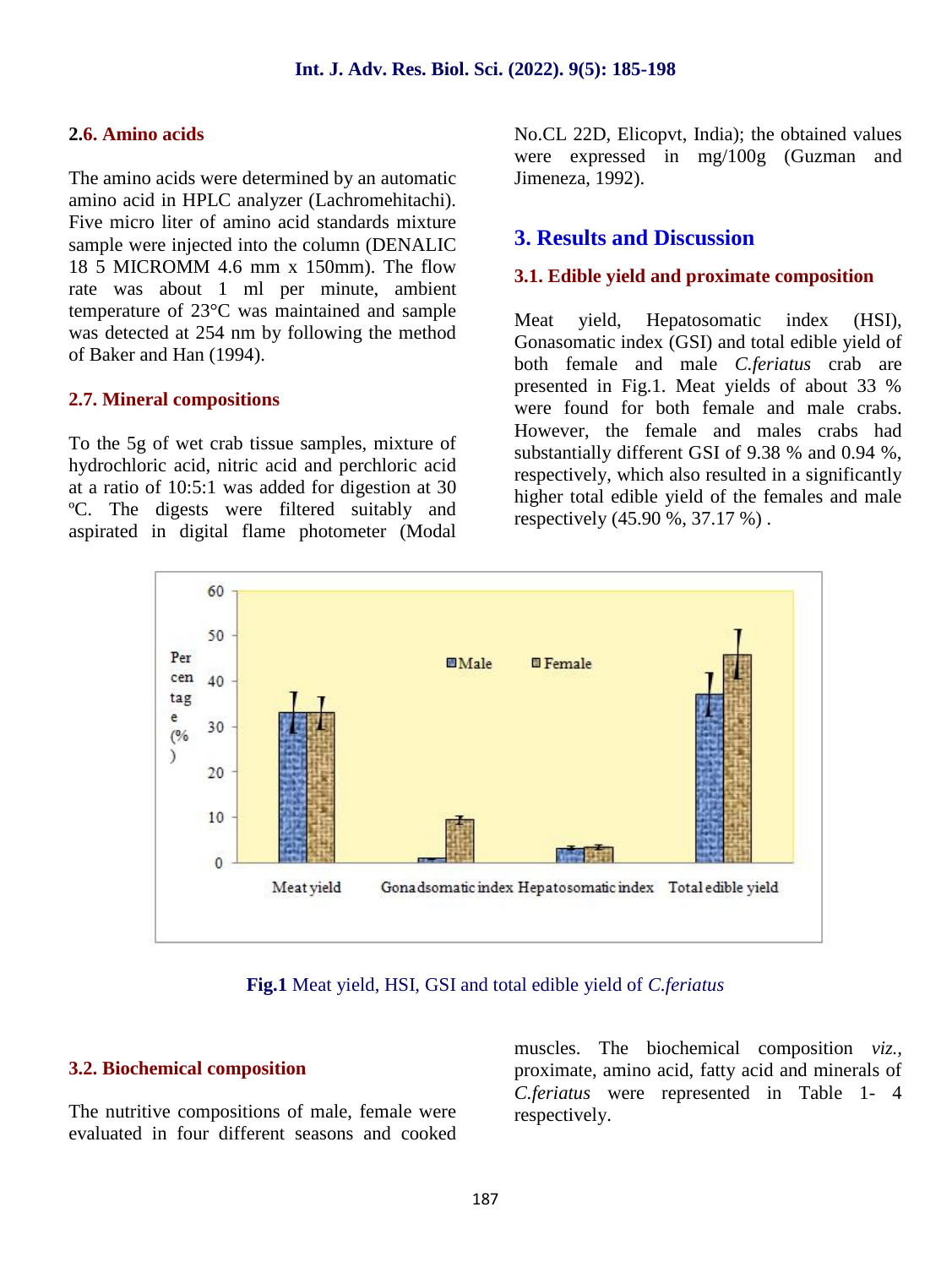### 2.6. Amino acids

The amino acids were determined by an automatic amino acid in HPLC analyzer (Lachromehitachi). Five micro liter of amino acid standards mixture sample were injected into the column (DENALIC 18 5 MICROMM 4.6 mm x 150mm). The flow rate was about 1 ml per minute, ambient temperature of 23°C was maintained and sample was detected at 254 nm by following the method of Baker and Han (1994).

### 2.7. Mineral compositions

To the 5g of wet crab tissue samples, mixture of hydrochloric acid, nitric acid and perchloric acid at a ratio of 10:5:1 was added for digestion at 30 ºC. The digests were filtered suitably and aspirated in digital flame photometer (Modal No.CL 22D, Elicopvt, India); the obtained values were expressed in mg/100g (Guzman and Jimeneza, 1992).

## 3. Results and Discussion

### 3.1. Edible yield and proximate composition

Meat yield, Hepatosomatic index (HSI), Gonasomatic index (GSI) and total edible yield of both female and male *C.feriatus* crab are presented in Fig.1. Meat yields of about 33 % were found for both female and male crabs. However, the female and males crabs had substantially different GSI of 9.38 % and 0.94 %, respectively, which also resulted in a significantly higher total edible yield of the females and male respectively (45.90 %, 37.17 %) .

**Fig.1** Meat yield, HSI, GSI and total edible yield of *C.feriatus*

### 3.2. Biochemical composition

The nutritive compositions of male, female were evaluated in four different seasons and cooked muscles. The biochemical composition *viz.*, proximate, amino acid, fatty acid and minerals of *C.feriatus* were represented in Table 1- 4 respectively.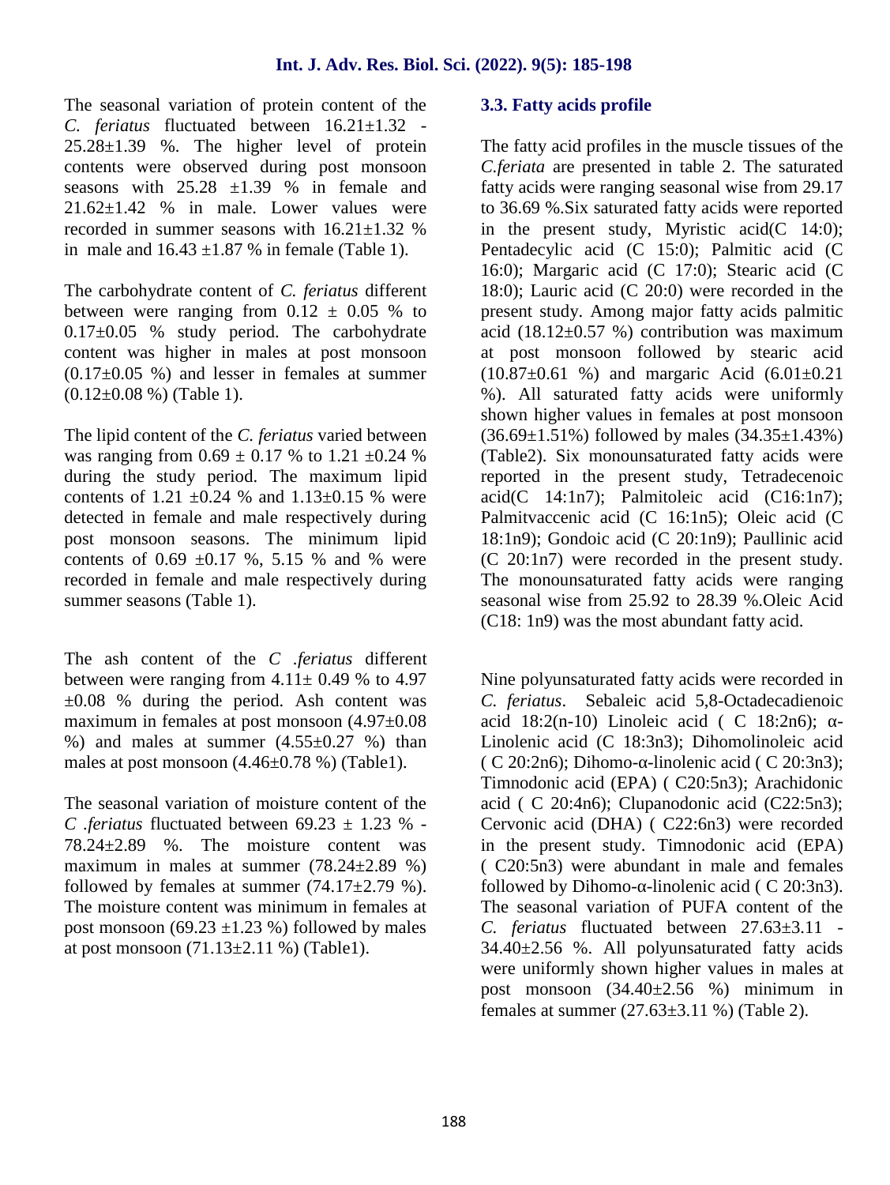The seasonal variation of protein content of the *C. feriatus* fluctuated between 16.21±1.32 - 25.28±1.39 %. The higher level of protein contents were observed during post monsoon seasons with 25.28 ±1.39 % in female and 21.62±1.42 % in male. Lower values were recorded in summer seasons with 16.21±1.32 % in male and 16.43 ±1.87 % in female (Table 1).

The carbohydrate content of *C. feriatus* different between were ranging from 0.12 ± 0.05 % to 0.17±0.05 % study period. The carbohydrate content was higher in males at post monsoon (0.17±0.05 %) and lesser in females at summer (0.12±0.08 %) (Table 1).

The lipid content of the *C. feriatus* varied between was ranging from 0.69 ± 0.17 % to 1.21 ±0.24 % during the study period. The maximum lipid contents of 1.21 ±0.24 % and 1.13±0.15 % were detected in female and male respectively during post monsoon seasons. The minimum lipid contents of 0.69 ±0.17 %, 5.15 % and % were recorded in female and male respectively during summer seasons (Table 1).

The ash content of the *C .feriatus* different between were ranging from 4.11± 0.49 % to 4.97 ±0.08 % during the period. Ash content was maximum in females at post monsoon (4.97±0.08 %) and males at summer (4.55±0.27 %) than males at post monsoon (4.46±0.78 %) (Table1).

The seasonal variation of moisture content of the *C .feriatus* fluctuated between 69.23 ± 1.23 % - 78.24±2.89 %. The moisture content was maximum in males at summer (78.24±2.89 %) followed by females at summer (74.17±2.79 %). The moisture content was minimum in females at post monsoon (69.23 ±1.23 %) followed by males at post monsoon (71.13±2.11 %) (Table1).

### 3.3. Fatty acids profile

The fatty acid profiles in the muscle tissues of the *C.feriata* are presented in table 2. The saturated fatty acids were ranging seasonal wise from 29.17 to 36.69 %.Six saturated fatty acids were reported in the present study, Myristic acid(C 14:0); Pentadecylic acid (C 15:0); Palmitic acid (C 16:0); Margaric acid (C 17:0); Stearic acid (C 18:0); Lauric acid (C 20:0) were recorded in the present study. Among major fatty acids palmitic acid (18.12±0.57 %) contribution was maximum at post monsoon followed by stearic acid (10.87±0.61 %) and margaric Acid (6.01±0.21 %). All saturated fatty acids were uniformly shown higher values in females at post monsoon (36.69±1.51%) followed by males (34.35±1.43%) (Table2). Six monounsaturated fatty acids were reported in the present study, Tetradecenoic acid(C 14:1n7); Palmitoleic acid (C16:1n7); Palmitvaccenic acid (C 16:1n5); Oleic acid (C 18:1n9); Gondoic acid (C 20:1n9); Paullinic acid (C 20:1n7) were recorded in the present study. The monounsaturated fatty acids were ranging seasonal wise from 25.92 to 28.39 %.Oleic Acid (C18: 1n9) was the most abundant fatty acid.

Nine polyunsaturated fatty acids were recorded in *C. feriatus*. Sebaleic acid 5,8-Octadecadienoic acid 18:2(n-10) Linoleic acid ( C 18:2n6); α-Linolenic acid (C 18:3n3); Dihomolinoleic acid ( C 20:2n6); Dihomo-α-linolenic acid ( C 20:3n3); Timnodonic acid (EPA) ( C20:5n3); Arachidonic acid ( C 20:4n6); Clupanodonic acid (C22:5n3); Cervonic acid (DHA) ( C22:6n3) were recorded in the present study. Timnodonic acid (EPA) ( C20:5n3) were abundant in male and females followed by Dihomo-α-linolenic acid ( C 20:3n3). The seasonal variation of PUFA content of the *C. feriatus* fluctuated between 27.63±3.11 - 34.40±2.56 %. All polyunsaturated fatty acids were uniformly shown higher values in males at post monsoon (34.40±2.56 %) minimum in females at summer (27.63±3.11 %) (Table 2).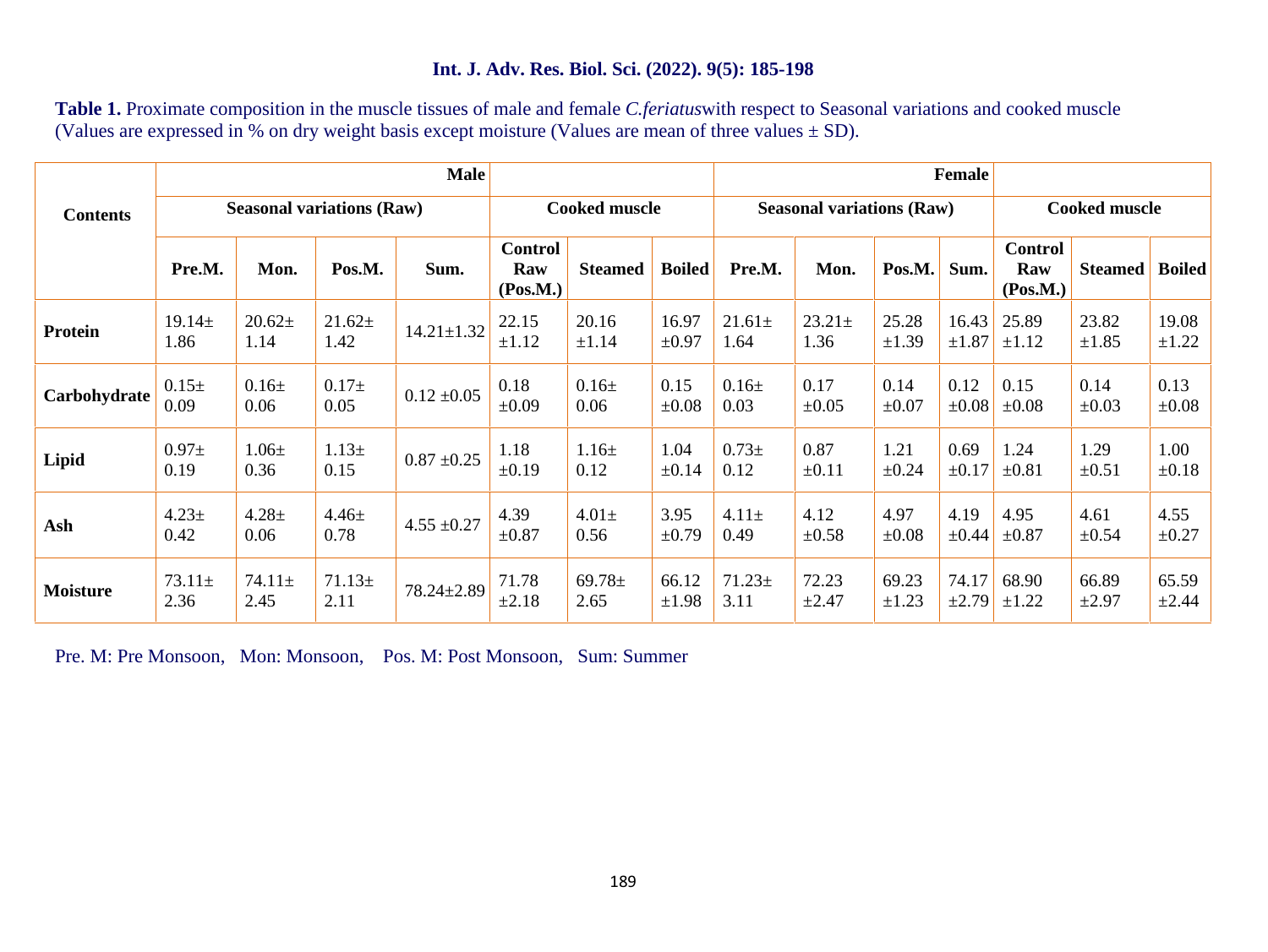**Table 1.** Proximate composition in the muscle tissues of male and female *C.feriatus* with respect to Seasonal variations and cooked muscle (Values are expressed in % on dry weight basis except moisture (Values are mean of three values ± SD).

| Contents | Male | | | | | | | Female | | | | | | |
|---|---|---|---|---|---|---|---|---|---|---|---|---|---|---|
| | Seasonal variations (Raw) | | | | Cooked muscle | | | Seasonal variations (Raw) | | | | Cooked muscle | | |
| | Pre.M. | Mon. | Pos.M. | Sum. | Control Raw (Pos.M.) | Steamed | Boiled | Pre.M. | Mon. | Pos.M. | Sum. | Control Raw (Pos.M.) | Steamed | Boiled |
| Protein | 19.14± 1.86 | 20.62± 1.14 | 21.62± 1.42 | 14.21±1.32 | 22.15 ±1.12 | 20.16 ±1.14 | 16.97 ±0.97 | 21.61± 1.64 | 23.21± 1.36 | 25.28 ±1.39 | 16.43 ±1.87 | 25.89 ±1.12 | 23.82 ±1.85 | 19.08 ±1.22 |
| Carbohydrate | 0.15± 0.09 | 0.16± 0.06 | 0.17± 0.05 | 0.12 ±0.05 | 0.18 ±0.09 | 0.16± 0.06 | 0.15 ±0.08 | 0.16± 0.03 | 0.17 ±0.05 | 0.14 ±0.07 | 0.12 ±0.08 | 0.15 ±0.08 | 0.14 ±0.03 | 0.13 ±0.08 |
| Lipid | 0.97± 0.19 | 1.06± 0.36 | 1.13± 0.15 | 0.87 ±0.25 | 1.18 ±0.19 | 1.16± 0.12 | 1.04 ±0.14 | 0.73± 0.12 | 0.87 ±0.11 | 1.21 ±0.24 | 0.69 ±0.17 | 1.24 ±0.81 | 1.29 ±0.51 | 1.00 ±0.18 |
| Ash | 4.23± 0.42 | 4.28± 0.06 | 4.46± 0.78 | 4.55 ±0.27 | 4.39 ±0.87 | 4.01± 0.56 | 3.95 ±0.79 | 4.11± 0.49 | 4.12 ±0.58 | 4.97 ±0.08 | 4.19 ±0.44 | 4.95 ±0.87 | 4.61 ±0.54 | 4.55 ±0.27 |
| Moisture | 73.11± 2.36 | 74.11± 2.45 | 71.13± 2.11 | 78.24±2.89 | 71.78 ±2.18 | 69.78± 2.65 | 66.12 ±1.98 | 71.23± 3.11 | 72.23 ±2.47 | 69.23 ±1.23 | 74.17 ±2.79 | 68.90 ±1.22 | 66.89 ±2.97 | 65.59 ±2.44 |

Pre. M: Pre Monsoon, Mon: Monsoon, Pos. M: Post Monsoon, Sum: Summer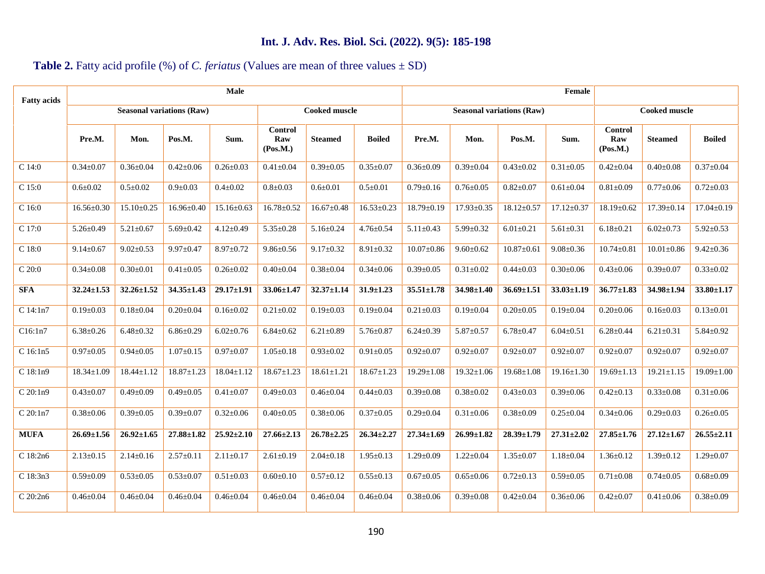**Table 2.** Fatty acid profile (%) of *C. feriatus* (Values are mean of three values ± SD)

| Fatty acids | Male | | | | | | | Female | | | | | | |
|---|---|---|---|---|---|---|---|---|---|---|---|---|---|---|
| | Seasonal variations (Raw) | | | | Cooked muscle | | | Seasonal variations (Raw) | | | | Cooked muscle | | |
| | Pre.M. | Mon. | Pos.M. | Sum. | Control Raw (Pos.M.) | Steamed | Boiled | Pre.M. | Mon. | Pos.M. | Sum. | Control Raw (Pos.M.) | Steamed | Boiled |
| C 14:0 | 0.34±0.07 | 0.36±0.04 | 0.42±0.06 | 0.26±0.03 | 0.41±0.04 | 0.39±0.05 | 0.35±0.07 | 0.36±0.09 | 0.39±0.04 | 0.43±0.02 | 0.31±0.05 | 0.42±0.04 | 0.40±0.08 | 0.37±0.04 |
| C 15:0 | 0.6±0.02 | 0.5±0.02 | 0.9±0.03 | 0.4±0.02 | 0.8±0.03 | 0.6±0.01 | 0.5±0.01 | 0.79±0.16 | 0.76±0.05 | 0.82±0.07 | 0.61±0.04 | 0.81±0.09 | 0.77±0.06 | 0.72±0.03 |
| C 16:0 | 16.56±0.30 | 15.10±0.25 | 16.96±0.40 | 15.16±0.63 | 16.78±0.52 | 16.67±0.48 | 16.53±0.23 | 18.79±0.19 | 17.93±0.35 | 18.12±0.57 | 17.12±0.37 | 18.19±0.62 | 17.39±0.14 | 17.04±0.19 |
| C 17:0 | 5.26±0.49 | 5.21±0.67 | 5.69±0.42 | 4.12±0.49 | 5.35±0.28 | 5.16±0.24 | 4.76±0.54 | 5.11±0.43 | 5.99±0.32 | 6.01±0.21 | 5.61±0.31 | 6.18±0.21 | 6.02±0.73 | 5.92±0.53 |
| C 18:0 | 9.14±0.67 | 9.02±0.53 | 9.97±0.47 | 8.97±0.72 | 9.86±0.56 | 9.17±0.32 | 8.91±0.32 | 10.07±0.86 | 9.60±0.62 | 10.87±0.61 | 9.08±0.36 | 10.74±0.81 | 10.01±0.86 | 9.42±0.36 |
| C 20:0 | 0.34±0.08 | 0.30±0.01 | 0.41±0.05 | 0.26±0.02 | 0.40±0.04 | 0.38±0.04 | 0.34±0.06 | 0.39±0.05 | 0.31±0.02 | 0.44±0.03 | 0.30±0.06 | 0.43±0.06 | 0.39±0.07 | 0.33±0.02 |
| **SFA** | **32.24±1.53** | **32.26±1.52** | **34.35±1.43** | **29.17±1.91** | **33.06±1.47** | **32.37±1.14** | **31.9±1.23** | **35.51±1.78** | **34.98±1.40** | **36.69±1.51** | **33.03±1.19** | **36.77±1.83** | **34.98±1.94** | **33.80±1.17** |
| C 14:1n7 | 0.19±0.03 | 0.18±0.04 | 0.20±0.04 | 0.16±0.02 | 0.21±0.02 | 0.19±0.03 | 0.19±0.04 | 0.21±0.03 | 0.19±0.04 | 0.20±0.05 | 0.19±0.04 | 0.20±0.06 | 0.16±0.03 | 0.13±0.01 |
| C16:1n7 | 6.38±0.26 | 6.48±0.32 | 6.86±0.29 | 6.02±0.76 | 6.84±0.62 | 6.21±0.89 | 5.76±0.87 | 6.24±0.39 | 5.87±0.57 | 6.78±0.47 | 6.04±0.51 | 6.28±0.44 | 6.21±0.31 | 5.84±0.92 |
| C 16:1n5 | 0.97±0.05 | 0.94±0.05 | 1.07±0.15 | 0.97±0.07 | 1.05±0.18 | 0.93±0.02 | 0.91±0.05 | 0.92±0.07 | 0.92±0.07 | 0.92±0.07 | 0.92±0.07 | 0.92±0.07 | 0.92±0.07 | 0.92±0.07 |
| C 18:1n9 | 18.34±1.09 | 18.44±1.12 | 18.87±1.23 | 18.04±1.12 | 18.67±1.23 | 18.61±1.21 | 18.67±1.23 | 19.29±1.08 | 19.32±1.06 | 19.68±1.08 | 19.16±1.30 | 19.69±1.13 | 19.21±1.15 | 19.09±1.00 |
| C 20:1n9 | 0.43±0.07 | 0.49±0.09 | 0.49±0.05 | 0.41±0.07 | 0.49±0.03 | 0.46±0.04 | 0.44±0.03 | 0.39±0.08 | 0.38±0.02 | 0.43±0.03 | 0.39±0.06 | 0.42±0.13 | 0.33±0.08 | 0.31±0.06 |
| C 20:1n7 | 0.38±0.06 | 0.39±0.05 | 0.39±0.07 | 0.32±0.06 | 0.40±0.05 | 0.38±0.06 | 0.37±0.05 | 0.29±0.04 | 0.31±0.06 | 0.38±0.09 | 0.25±0.04 | 0.34±0.06 | 0.29±0.03 | 0.26±0.05 |
| **MUFA** | **26.69±1.56** | **26.92±1.65** | **27.88±1.82** | **25.92±2.10** | **27.66±2.13** | **26.78±2.25** | **26.34±2.27** | **27.34±1.69** | **26.99±1.82** | **28.39±1.79** | **27.31±2.02** | **27.85±1.76** | **27.12±1.67** | **26.55±2.11** |
| C 18:2n6 | 2.13±0.15 | 2.14±0.16 | 2.57±0.11 | 2.11±0.17 | 2.61±0.19 | 2.04±0.18 | 1.95±0.13 | 1.29±0.09 | 1.22±0.04 | 1.35±0.07 | 1.18±0.04 | 1.36±0.12 | 1.39±0.12 | 1.29±0.07 |
| C 18:3n3 | 0.59±0.09 | 0.53±0.05 | 0.53±0.07 | 0.51±0.03 | 0.60±0.10 | 0.57±0.12 | 0.55±0.13 | 0.67±0.05 | 0.65±0.06 | 0.72±0.13 | 0.59±0.05 | 0.71±0.08 | 0.74±0.05 | 0.68±0.09 |
| C 20:2n6 | 0.46±0.04 | 0.46±0.04 | 0.46±0.04 | 0.46±0.04 | 0.46±0.04 | 0.46±0.04 | 0.46±0.04 | 0.38±0.06 | 0.39±0.08 | 0.42±0.04 | 0.36±0.06 | 0.42±0.07 | 0.41±0.06 | 0.38±0.09 |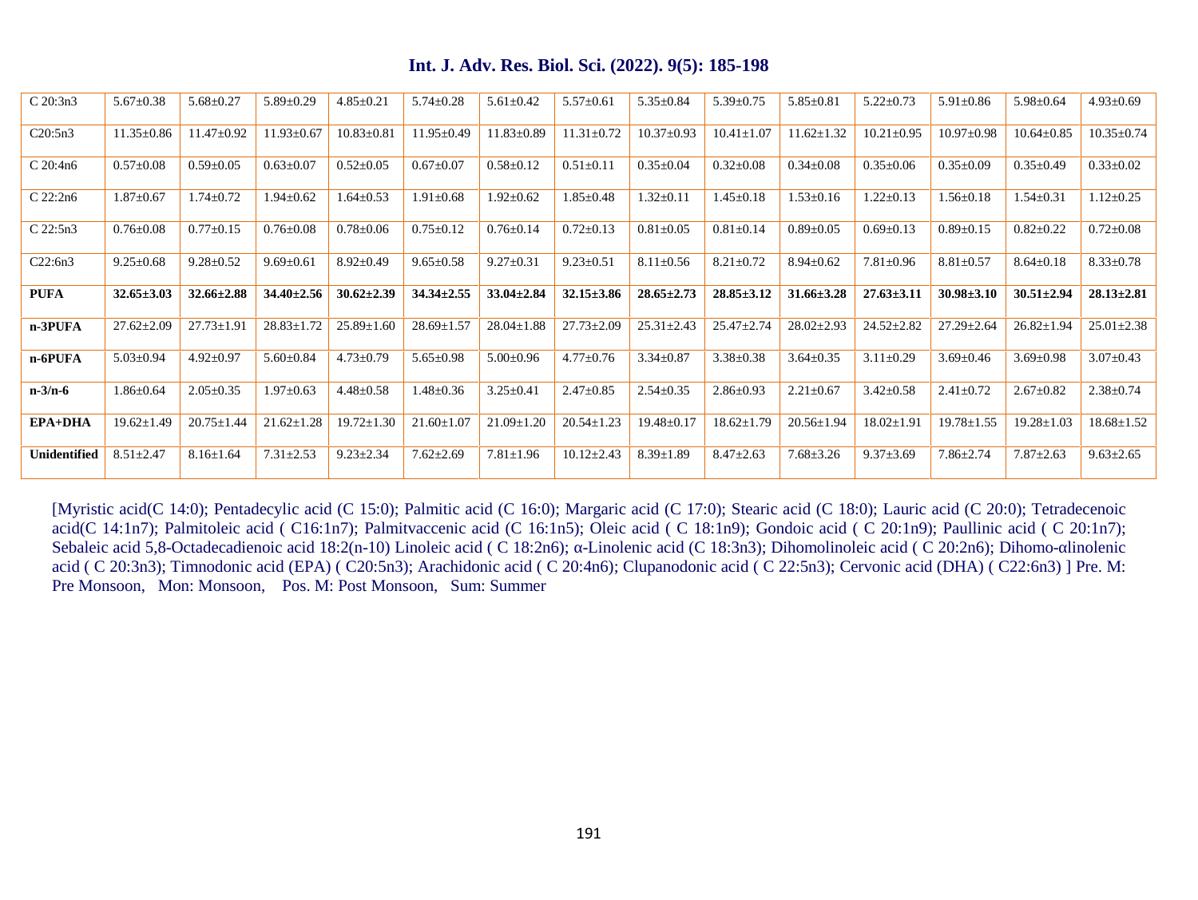| C 20:3n3 | 5.67±0.38 | 5.68±0.27 | 5.89±0.29 | 4.85±0.21 | 5.74±0.28 | 5.61±0.42 | 5.57±0.61 | 5.35±0.84 | 5.39±0.75 | 5.85±0.81 | 5.22±0.73 | 5.91±0.86 | 5.98±0.64 | 4.93±0.69 |
|---|---|---|---|---|---|---|---|---|---|---|---|---|---|---|
| C20:5n3 | 11.35±0.86 | 11.47±0.92 | 11.93±0.67 | 10.83±0.81 | 11.95±0.49 | 11.83±0.89 | 11.31±0.72 | 10.37±0.93 | 10.41±1.07 | 11.62±1.32 | 10.21±0.95 | 10.97±0.98 | 10.64±0.85 | 10.35±0.74 |
| C 20:4n6 | 0.57±0.08 | 0.59±0.05 | 0.63±0.07 | 0.52±0.05 | 0.67±0.07 | 0.58±0.12 | 0.51±0.11 | 0.35±0.04 | 0.32±0.08 | 0.34±0.08 | 0.35±0.06 | 0.35±0.09 | 0.35±0.49 | 0.33±0.02 |
| C 22:2n6 | 1.87±0.67 | 1.74±0.72 | 1.94±0.62 | 1.64±0.53 | 1.91±0.68 | 1.92±0.62 | 1.85±0.48 | 1.32±0.11 | 1.45±0.18 | 1.53±0.16 | 1.22±0.13 | 1.56±0.18 | 1.54±0.31 | 1.12±0.25 |
| C 22:5n3 | 0.76±0.08 | 0.77±0.15 | 0.76±0.08 | 0.78±0.06 | 0.75±0.12 | 0.76±0.14 | 0.72±0.13 | 0.81±0.05 | 0.81±0.14 | 0.89±0.05 | 0.69±0.13 | 0.89±0.15 | 0.82±0.22 | 0.72±0.08 |
| C22:6n3 | 9.25±0.68 | 9.28±0.52 | 9.69±0.61 | 8.92±0.49 | 9.65±0.58 | 9.27±0.31 | 9.23±0.51 | 8.11±0.56 | 8.21±0.72 | 8.94±0.62 | 7.81±0.96 | 8.81±0.57 | 8.64±0.18 | 8.33±0.78 |
| **PUFA** | **32.65±3.03** | **32.66±2.88** | **34.40±2.56** | **30.62±2.39** | **34.34±2.55** | **33.04±2.84** | **32.15±3.86** | **28.65±2.73** | **28.85±3.12** | **31.66±3.28** | **27.63±3.11** | **30.98±3.10** | **30.51±2.94** | **28.13±2.81** |
| **n-3PUFA** | 27.62±2.09 | 27.73±1.91 | 28.83±1.72 | 25.89±1.60 | 28.69±1.57 | 28.04±1.88 | 27.73±2.09 | 25.31±2.43 | 25.47±2.74 | 28.02±2.93 | 24.52±2.82 | 27.29±2.64 | 26.82±1.94 | 25.01±2.38 |
| **n-6PUFA** | 5.03±0.94 | 4.92±0.97 | 5.60±0.84 | 4.73±0.79 | 5.65±0.98 | 5.00±0.96 | 4.77±0.76 | 3.34±0.87 | 3.38±0.38 | 3.64±0.35 | 3.11±0.29 | 3.69±0.46 | 3.69±0.98 | 3.07±0.43 |
| **n-3/n-6** | 1.86±0.64 | 2.05±0.35 | 1.97±0.63 | 4.48±0.58 | 1.48±0.36 | 3.25±0.41 | 2.47±0.85 | 2.54±0.35 | 2.86±0.93 | 2.21±0.67 | 3.42±0.58 | 2.41±0.72 | 2.67±0.82 | 2.38±0.74 |
| **EPA+DHA** | 19.62±1.49 | 20.75±1.44 | 21.62±1.28 | 19.72±1.30 | 21.60±1.07 | 21.09±1.20 | 20.54±1.23 | 19.48±0.17 | 18.62±1.79 | 20.56±1.94 | 18.02±1.91 | 19.78±1.55 | 19.28±1.03 | 18.68±1.52 |
| **Unidentified** | 8.51±2.47 | 8.16±1.64 | 7.31±2.53 | 9.23±2.34 | 7.62±2.69 | 7.81±1.96 | 10.12±2.43 | 8.39±1.89 | 8.47±2.63 | 7.68±3.26 | 9.37±3.69 | 7.86±2.74 | 7.87±2.63 | 9.63±2.65 |

[Myristic acid(C 14:0); Pentadecylic acid (C 15:0); Palmitic acid (C 16:0); Margaric acid (C 17:0); Stearic acid (C 18:0); Lauric acid (C 20:0); Tetradecenoic acid(C 14:1n7); Palmitoleic acid ( C16:1n7); Palmitvaccenic acid (C 16:1n5); Oleic acid ( C 18:1n9); Gondoic acid ( C 20:1n9); Paullinic acid ( C 20:1n7); Sebaleic acid 5,8-Octadecadienoic acid 18:2(n-10) Linoleic acid ( C 18:2n6); α-Linolenic acid (C 18:3n3); Dihomolinoleic acid ( C 20:2n6); Dihomo-αlinolenic acid ( C 20:3n3); Timnodonic acid (EPA) ( C20:5n3); Arachidonic acid ( C 20:4n6); Clupanodonic acid ( C 22:5n3); Cervonic acid (DHA) ( C22:6n3) ] Pre. M: Pre Monsoon, Mon: Monsoon, Pos. M: Post Monsoon, Sum: Summer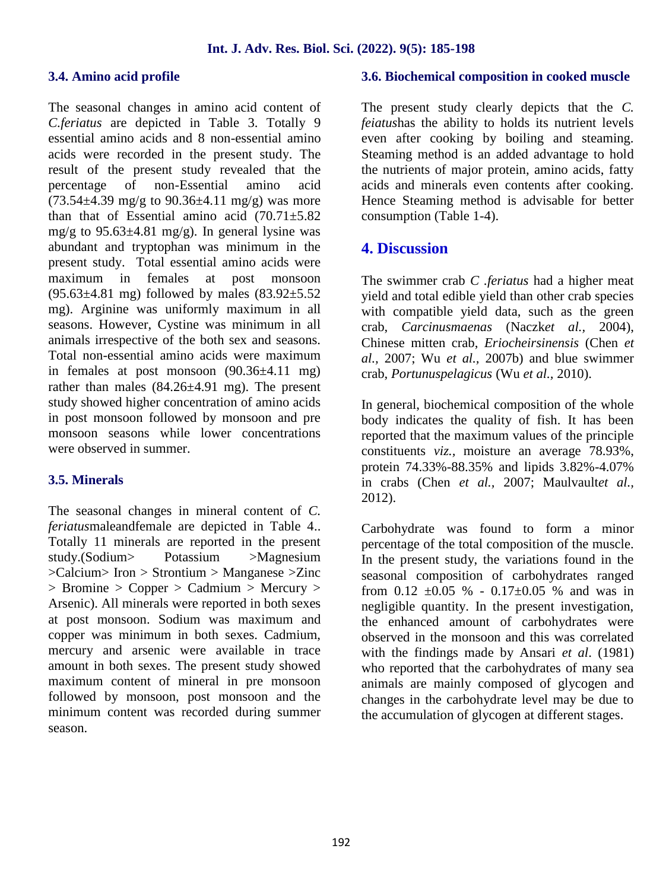### 3.4. Amino acid profile

The seasonal changes in amino acid content of *C.feriatus* are depicted in Table 3. Totally 9 essential amino acids and 8 non-essential amino acids were recorded in the present study. The result of the present study revealed that the percentage of non-Essential amino acid (73.54±4.39 mg/g to 90.36±4.11 mg/g) was more than that of Essential amino acid (70.71±5.82 mg/g to 95.63±4.81 mg/g). In general lysine was abundant and tryptophan was minimum in the present study. Total essential amino acids were maximum in females at post monsoon (95.63±4.81 mg) followed by males (83.92±5.52 mg). Arginine was uniformly maximum in all seasons. However, Cystine was minimum in all animals irrespective of the both sex and seasons. Total non-essential amino acids were maximum in females at post monsoon (90.36±4.11 mg) rather than males (84.26±4.91 mg). The present study showed higher concentration of amino acids in post monsoon followed by monsoon and pre monsoon seasons while lower concentrations were observed in summer.

### 3.5. Minerals

The seasonal changes in mineral content of *C. feriatus*maleandfemale are depicted in Table 4.. Totally 11 minerals are reported in the present study.(Sodium> Potassium >Magnesium >Calcium> Iron > Strontium > Manganese >Zinc > Bromine > Copper > Cadmium > Mercury > Arsenic). All minerals were reported in both sexes at post monsoon. Sodium was maximum and copper was minimum in both sexes. Cadmium, mercury and arsenic were available in trace amount in both sexes. The present study showed maximum content of mineral in pre monsoon followed by monsoon, post monsoon and the minimum content was recorded during summer season.

### 3.6. Biochemical composition in cooked muscle

The present study clearly depicts that the *C. feiatus*has the ability to holds its nutrient levels even after cooking by boiling and steaming. Steaming method is an added advantage to hold the nutrients of major protein, amino acids, fatty acids and minerals even contents after cooking. Hence Steaming method is advisable for better consumption (Table 1-4).

## 4. Discussion

The swimmer crab *C .feriatus* had a higher meat yield and total edible yield than other crab species with compatible yield data, such as the green crab, *Carcinusmaenas* (Naczk*et al.*, 2004), Chinese mitten crab, *Eriocheirsinensis* (Chen *et al.*, 2007; Wu *et al.*, 2007b) and blue swimmer crab, *Portunuspelagicus* (Wu *et al.*, 2010).

In general, biochemical composition of the whole body indicates the quality of fish. It has been reported that the maximum values of the principle constituents *viz.*, moisture an average 78.93%, protein 74.33%-88.35% and lipids 3.82%-4.07% in crabs (Chen *et al.*, 2007; Maulvault*et al.*, 2012).

Carbohydrate was found to form a minor percentage of the total composition of the muscle. In the present study, the variations found in the seasonal composition of carbohydrates ranged from 0.12 ±0.05 % - 0.17±0.05 % and was in negligible quantity. In the present investigation, the enhanced amount of carbohydrates were observed in the monsoon and this was correlated with the findings made by Ansari *et al*. (1981) who reported that the carbohydrates of many sea animals are mainly composed of glycogen and changes in the carbohydrate level may be due to the accumulation of glycogen at different stages.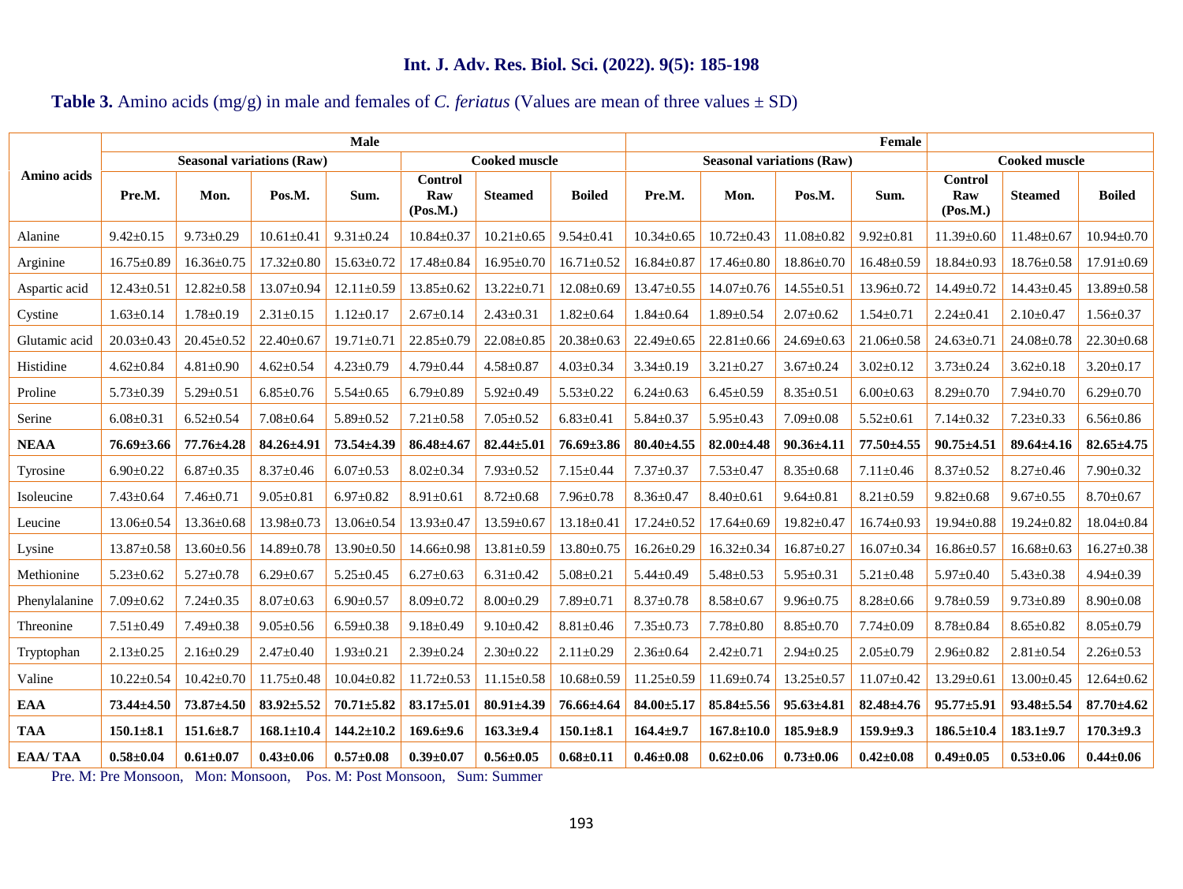**Table 3.** Amino acids (mg/g) in male and females of *C. feriatus* (Values are mean of three values ± SD)

| Amino acids | Male | | | | | | | Female | | | | | | |
|---|---|---|---|---|---|---|---|---|---|---|---|---|---|---|
| | Seasonal variations (Raw) | | | | Cooked muscle | | | Seasonal variations (Raw) | | | | Cooked muscle | | |
| | Pre.M. | Mon. | Pos.M. | Sum. | Control Raw (Pos.M.) | Steamed | Boiled | Pre.M. | Mon. | Pos.M. | Sum. | Control Raw (Pos.M.) | Steamed | Boiled |
| Alanine | 9.42±0.15 | 9.73±0.29 | 10.61±0.41 | 9.31±0.24 | 10.84±0.37 | 10.21±0.65 | 9.54±0.41 | 10.34±0.65 | 10.72±0.43 | 11.08±0.82 | 9.92±0.81 | 11.39±0.60 | 11.48±0.67 | 10.94±0.70 |
| Arginine | 16.75±0.89 | 16.36±0.75 | 17.32±0.80 | 15.63±0.72 | 17.48±0.84 | 16.95±0.70 | 16.71±0.52 | 16.84±0.87 | 17.46±0.80 | 18.86±0.70 | 16.48±0.59 | 18.84±0.93 | 18.76±0.58 | 17.91±0.69 |
| Aspartic acid | 12.43±0.51 | 12.82±0.58 | 13.07±0.94 | 12.11±0.59 | 13.85±0.62 | 13.22±0.71 | 12.08±0.69 | 13.47±0.55 | 14.07±0.76 | 14.55±0.51 | 13.96±0.72 | 14.49±0.72 | 14.43±0.45 | 13.89±0.58 |
| Cystine | 1.63±0.14 | 1.78±0.19 | 2.31±0.15 | 1.12±0.17 | 2.67±0.14 | 2.43±0.31 | 1.82±0.64 | 1.84±0.64 | 1.89±0.54 | 2.07±0.62 | 1.54±0.71 | 2.24±0.41 | 2.10±0.47 | 1.56±0.37 |
| Glutamic acid | 20.03±0.43 | 20.45±0.52 | 22.40±0.67 | 19.71±0.71 | 22.85±0.79 | 22.08±0.85 | 20.38±0.63 | 22.49±0.65 | 22.81±0.66 | 24.69±0.63 | 21.06±0.58 | 24.63±0.71 | 24.08±0.78 | 22.30±0.68 |
| Histidine | 4.62±0.84 | 4.81±0.90 | 4.62±0.54 | 4.23±0.79 | 4.79±0.44 | 4.58±0.87 | 4.03±0.34 | 3.34±0.19 | 3.21±0.27 | 3.67±0.24 | 3.02±0.12 | 3.73±0.24 | 3.62±0.18 | 3.20±0.17 |
| Proline | 5.73±0.39 | 5.29±0.51 | 6.85±0.76 | 5.54±0.65 | 6.79±0.89 | 5.92±0.49 | 5.53±0.22 | 6.24±0.63 | 6.45±0.59 | 8.35±0.51 | 6.00±0.63 | 8.29±0.70 | 7.94±0.70 | 6.29±0.70 |
| Serine | 6.08±0.31 | 6.52±0.54 | 7.08±0.64 | 5.89±0.52 | 7.21±0.58 | 7.05±0.52 | 6.83±0.41 | 5.84±0.37 | 5.95±0.43 | 7.09±0.08 | 5.52±0.61 | 7.14±0.32 | 7.23±0.33 | 6.56±0.86 |
| **NEAA** | **76.69±3.66** | **77.76±4.28** | **84.26±4.91** | **73.54±4.39** | **86.48±4.67** | **82.44±5.01** | **76.69±3.86** | **80.40±4.55** | **82.00±4.48** | **90.36±4.11** | **77.50±4.55** | **90.75±4.51** | **89.64±4.16** | **82.65±4.75** |
| Tyrosine | 6.90±0.22 | 6.87±0.35 | 8.37±0.46 | 6.07±0.53 | 8.02±0.34 | 7.93±0.52 | 7.15±0.44 | 7.37±0.37 | 7.53±0.47 | 8.35±0.68 | 7.11±0.46 | 8.37±0.52 | 8.27±0.46 | 7.90±0.32 |
| Isoleucine | 7.43±0.64 | 7.46±0.71 | 9.05±0.81 | 6.97±0.82 | 8.91±0.61 | 8.72±0.68 | 7.96±0.78 | 8.36±0.47 | 8.40±0.61 | 9.64±0.81 | 8.21±0.59 | 9.82±0.68 | 9.67±0.55 | 8.70±0.67 |
| Leucine | 13.06±0.54 | 13.36±0.68 | 13.98±0.73 | 13.06±0.54 | 13.93±0.47 | 13.59±0.67 | 13.18±0.41 | 17.24±0.52 | 17.64±0.69 | 19.82±0.47 | 16.74±0.93 | 19.94±0.88 | 19.24±0.82 | 18.04±0.84 |
| Lysine | 13.87±0.58 | 13.60±0.56 | 14.89±0.78 | 13.90±0.50 | 14.66±0.98 | 13.81±0.59 | 13.80±0.75 | 16.26±0.29 | 16.32±0.34 | 16.87±0.27 | 16.07±0.34 | 16.86±0.57 | 16.68±0.63 | 16.27±0.38 |
| Methionine | 5.23±0.62 | 5.27±0.78 | 6.29±0.67 | 5.25±0.45 | 6.27±0.63 | 6.31±0.42 | 5.08±0.21 | 5.44±0.49 | 5.48±0.53 | 5.95±0.31 | 5.21±0.48 | 5.97±0.40 | 5.43±0.38 | 4.94±0.39 |
| Phenylalanine | 7.09±0.62 | 7.24±0.35 | 8.07±0.63 | 6.90±0.57 | 8.09±0.72 | 8.00±0.29 | 7.89±0.71 | 8.37±0.78 | 8.58±0.67 | 9.96±0.75 | 8.28±0.66 | 9.78±0.59 | 9.73±0.89 | 8.90±0.08 |
| Threonine | 7.51±0.49 | 7.49±0.38 | 9.05±0.56 | 6.59±0.38 | 9.18±0.49 | 9.10±0.42 | 8.81±0.46 | 7.35±0.73 | 7.78±0.80 | 8.85±0.70 | 7.74±0.09 | 8.78±0.84 | 8.65±0.82 | 8.05±0.79 |
| Tryptophan | 2.13±0.25 | 2.16±0.29 | 2.47±0.40 | 1.93±0.21 | 2.39±0.24 | 2.30±0.22 | 2.11±0.29 | 2.36±0.64 | 2.42±0.71 | 2.94±0.25 | 2.05±0.79 | 2.96±0.82 | 2.81±0.54 | 2.26±0.53 |
| Valine | 10.22±0.54 | 10.42±0.70 | 11.75±0.48 | 10.04±0.82 | 11.72±0.53 | 11.15±0.58 | 10.68±0.59 | 11.25±0.59 | 11.69±0.74 | 13.25±0.57 | 11.07±0.42 | 13.29±0.61 | 13.00±0.45 | 12.64±0.62 |
| **EAA** | **73.44±4.50** | **73.87±4.50** | **83.92±5.52** | **70.71±5.82** | **83.17±5.01** | **80.91±4.39** | **76.66±4.64** | **84.00±5.17** | **85.84±5.56** | **95.63±4.81** | **82.48±4.76** | **95.77±5.91** | **93.48±5.54** | **87.70±4.62** |
| **TAA** | **150.1±8.1** | **151.6±8.7** | **168.1±10.4** | **144.2±10.2** | **169.6±9.6** | **163.3±9.4** | **150.1±8.1** | **164.4±9.7** | **167.8±10.0** | **185.9±8.9** | **159.9±9.3** | **186.5±10.4** | **183.1±9.7** | **170.3±9.3** |
| **EAA/ TAA** | **0.58±0.04** | **0.61±0.07** | **0.43±0.06** | **0.57±0.08** | **0.39±0.07** | **0.56±0.05** | **0.68±0.11** | **0.46±0.08** | **0.62±0.06** | **0.73±0.06** | **0.42±0.08** | **0.49±0.05** | **0.53±0.06** | **0.44±0.06** |

Pre. M: Pre Monsoon, Mon: Monsoon, Pos. M: Post Monsoon, Sum: Summer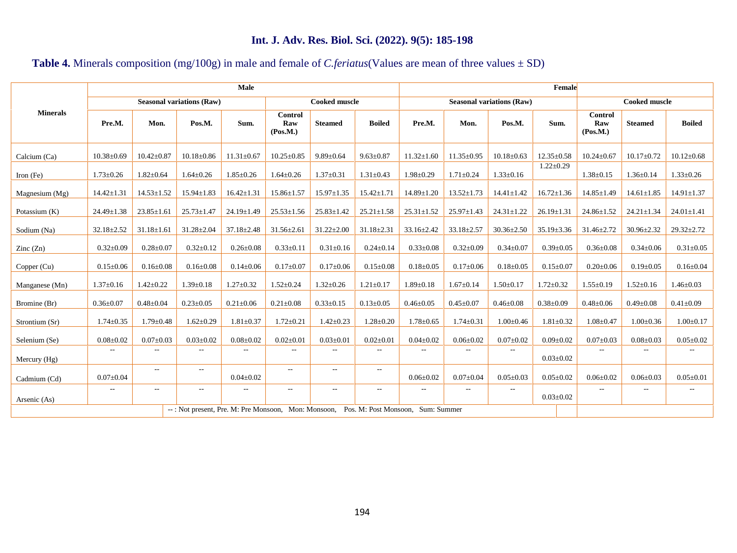**Table 4.** Minerals composition (mg/100g) in male and female of *C.feriatus*(Values are mean of three values ± SD)

| Minerals | Male | | | | | | | Female | | | | | | |
|---|---|---|---|---|---|---|---|---|---|---|---|---|---|---|
| | Seasonal variations (Raw) | | | | Cooked muscle | | | Seasonal variations (Raw) | | | | Cooked muscle | | |
| | Pre.M. | Mon. | Pos.M. | Sum. | Control Raw (Pos.M.) | Steamed | Boiled | Pre.M. | Mon. | Pos.M. | Sum. | Control Raw (Pos.M.) | Steamed | Boiled |
| Calcium (Ca) | 10.38±0.69 | 10.42±0.87 | 10.18±0.86 | 11.31±0.67 | 10.25±0.85 | 9.89±0.64 | 9.63±0.87 | 11.32±1.60 | 11.35±0.95 | 10.18±0.63 | 12.35±0.58 | 10.24±0.67 | 10.17±0.72 | 10.12±0.68 |
| Iron (Fe) | 1.73±0.26 | 1.82±0.64 | 1.64±0.26 | 1.85±0.26 | 1.64±0.26 | 1.37±0.31 | 1.31±0.43 | 1.98±0.29 | 1.71±0.24 | 1.33±0.16 | 1.22±0.29 | 1.38±0.15 | 1.36±0.14 | 1.33±0.26 |
| Magnesium (Mg) | 14.42±1.31 | 14.53±1.52 | 15.94±1.83 | 16.42±1.31 | 15.86±1.57 | 15.97±1.35 | 15.42±1.71 | 14.89±1.20 | 13.52±1.73 | 14.41±1.42 | 16.72±1.36 | 14.85±1.49 | 14.61±1.85 | 14.91±1.37 |
| Potassium (K) | 24.49±1.38 | 23.85±1.61 | 25.73±1.47 | 24.19±1.49 | 25.53±1.56 | 25.83±1.42 | 25.21±1.58 | 25.31±1.52 | 25.97±1.43 | 24.31±1.22 | 26.19±1.31 | 24.86±1.52 | 24.21±1.34 | 24.01±1.41 |
| Sodium (Na) | 32.18±2.52 | 31.18±1.61 | 31.28±2.04 | 37.18±2.48 | 31.56±2.61 | 31.22±2.00 | 31.18±2.31 | 33.16±2.42 | 33.18±2.57 | 30.36±2.50 | 35.19±3.36 | 31.46±2.72 | 30.96±2.32 | 29.32±2.72 |
| Zinc (Zn) | 0.32±0.09 | 0.28±0.07 | 0.32±0.12 | 0.26±0.08 | 0.33±0.11 | 0.31±0.16 | 0.24±0.14 | 0.33±0.08 | 0.32±0.09 | 0.34±0.07 | 0.39±0.05 | 0.36±0.08 | 0.34±0.06 | 0.31±0.05 |
| Copper (Cu) | 0.15±0.06 | 0.16±0.08 | 0.16±0.08 | 0.14±0.06 | 0.17±0.07 | 0.17±0.06 | 0.15±0.08 | 0.18±0.05 | 0.17±0.06 | 0.18±0.05 | 0.15±0.07 | 0.20±0.06 | 0.19±0.05 | 0.16±0.04 |
| Manganese (Mn) | 1.37±0.16 | 1.42±0.22 | 1.39±0.18 | 1.27±0.32 | 1.52±0.24 | 1.32±0.26 | 1.21±0.17 | 1.89±0.18 | 1.67±0.14 | 1.50±0.17 | 1.72±0.32 | 1.55±0.19 | 1.52±0.16 | 1.46±0.03 |
| Bromine (Br) | 0.36±0.07 | 0.48±0.04 | 0.23±0.05 | 0.21±0.06 | 0.21±0.08 | 0.33±0.15 | 0.13±0.05 | 0.46±0.05 | 0.45±0.07 | 0.46±0.08 | 0.38±0.09 | 0.48±0.06 | 0.49±0.08 | 0.41±0.09 |
| Strontium (Sr) | 1.74±0.35 | 1.79±0.48 | 1.62±0.29 | 1.81±0.37 | 1.72±0.21 | 1.42±0.23 | 1.28±0.20 | 1.78±0.65 | 1.74±0.31 | 1.00±0.46 | 1.81±0.32 | 1.08±0.47 | 1.00±0.36 | 1.00±0.17 |
| Selenium (Se) | 0.08±0.02 | 0.07±0.03 | 0.03±0.02 | 0.08±0.02 | 0.02±0.01 | 0.03±0.01 | 0.02±0.01 | 0.04±0.02 | 0.06±0.02 | 0.07±0.02 | 0.09±0.02 | 0.07±0.03 | 0.08±0.03 | 0.05±0.02 |
| Mercury (Hg) | -- | -- | -- | -- | -- | -- | -- | -- | -- | -- | 0.03±0.02 | -- | -- | -- |
| Cadmium (Cd) | 0.07±0.04 | -- | -- | 0.04±0.02 | -- | -- | -- | 0.06±0.02 | 0.07±0.04 | 0.05±0.03 | 0.05±0.02 | 0.06±0.02 | 0.06±0.03 | 0.05±0.01 |
| Arsenic (As) | -- | -- | -- | -- | -- | -- | -- | -- | -- | -- | 0.03±0.02 | -- | -- | -- |

-- : Not present, Pre. M: Pre Monsoon, Mon: Monsoon, Pos. M: Post Monsoon, Sum: Summer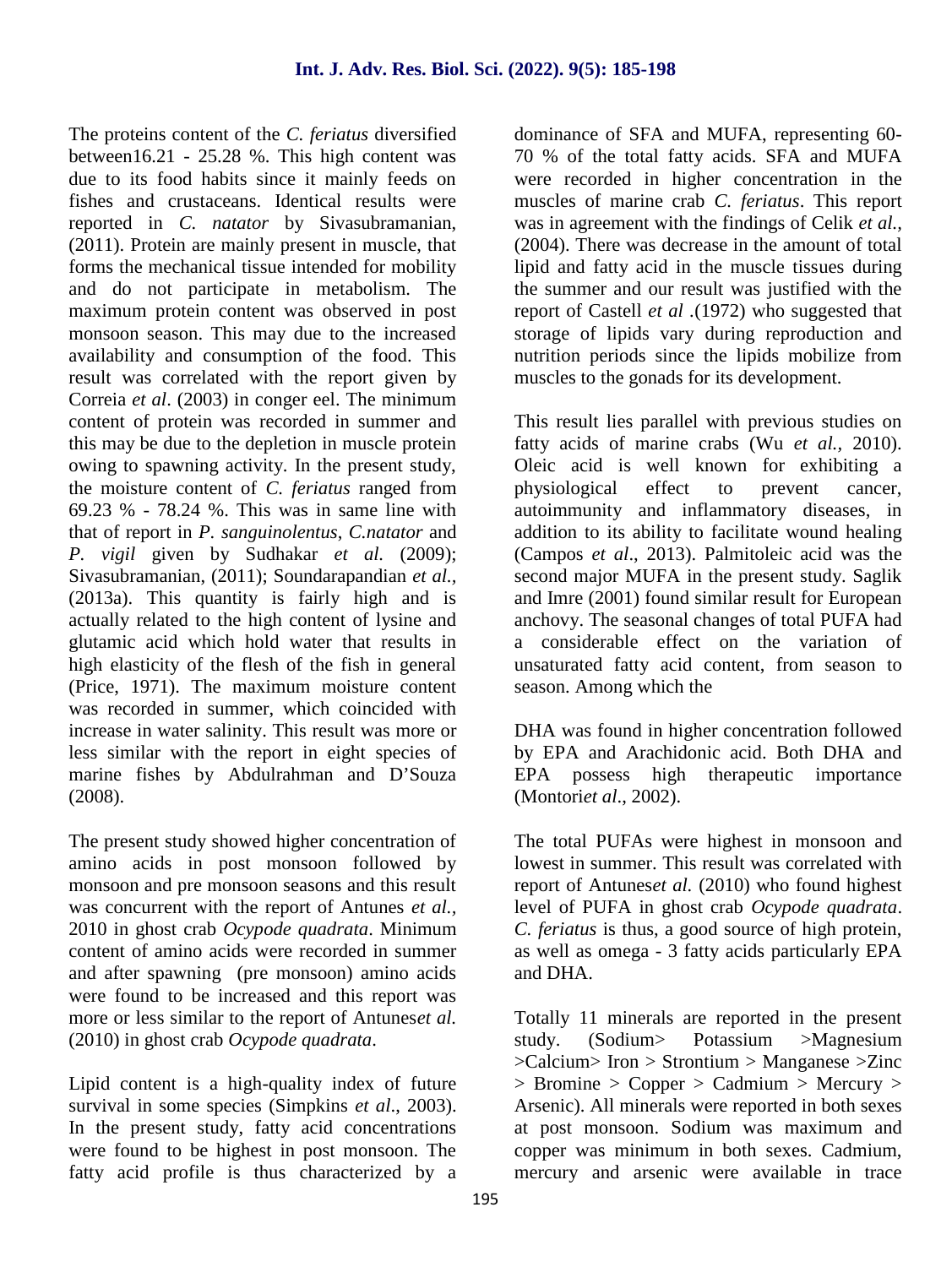The proteins content of the *C. feriatus* diversified between16.21 - 25.28 %. This high content was due to its food habits since it mainly feeds on fishes and crustaceans. Identical results were reported in *C. natator* by Sivasubramanian, (2011). Protein are mainly present in muscle, that forms the mechanical tissue intended for mobility and do not participate in metabolism. The maximum protein content was observed in post monsoon season. This may due to the increased availability and consumption of the food. This result was correlated with the report given by Correia *et al*. (2003) in conger eel. The minimum content of protein was recorded in summer and this may be due to the depletion in muscle protein owing to spawning activity. In the present study, the moisture content of *C. feriatus* ranged from 69.23 % - 78.24 %. This was in same line with that of report in *P. sanguinolentus*, *C.natator* and *P. vigil* given by Sudhakar *et al.* (2009); Sivasubramanian, (2011); Soundarapandian *et al.*, (2013a). This quantity is fairly high and is actually related to the high content of lysine and glutamic acid which hold water that results in high elasticity of the flesh of the fish in general (Price, 1971). The maximum moisture content was recorded in summer, which coincided with increase in water salinity. This result was more or less similar with the report in eight species of marine fishes by Abdulrahman and D'Souza (2008).

The present study showed higher concentration of amino acids in post monsoon followed by monsoon and pre monsoon seasons and this result was concurrent with the report of Antunes *et al.,* 2010 in ghost crab *Ocypode quadrata*. Minimum content of amino acids were recorded in summer and after spawning (pre monsoon) amino acids were found to be increased and this report was more or less similar to the report of Antunes*et al.* (2010) in ghost crab *Ocypode quadrata*.

Lipid content is a high-quality index of future survival in some species (Simpkins *et al*., 2003). In the present study, fatty acid concentrations were found to be highest in post monsoon. The fatty acid profile is thus characterized by a dominance of SFA and MUFA, representing 60-70 % of the total fatty acids. SFA and MUFA were recorded in higher concentration in the muscles of marine crab *C. feriatus*. This report was in agreement with the findings of Celik *et al.*, (2004). There was decrease in the amount of total lipid and fatty acid in the muscle tissues during the summer and our result was justified with the report of Castell *et al* .(1972) who suggested that storage of lipids vary during reproduction and nutrition periods since the lipids mobilize from muscles to the gonads for its development.

This result lies parallel with previous studies on fatty acids of marine crabs (Wu *et al.,* 2010). Oleic acid is well known for exhibiting a physiological effect to prevent cancer, autoimmunity and inflammatory diseases, in addition to its ability to facilitate wound healing (Campos *et al*., 2013). Palmitoleic acid was the second major MUFA in the present study. Saglik and Imre (2001) found similar result for European anchovy. The seasonal changes of total PUFA had a considerable effect on the variation of unsaturated fatty acid content, from season to season. Among which the

DHA was found in higher concentration followed by EPA and Arachidonic acid. Both DHA and EPA possess high therapeutic importance (Montori*et al*., 2002).

The total PUFAs were highest in monsoon and lowest in summer. This result was correlated with report of Antunes*et al.* (2010) who found highest level of PUFA in ghost crab *Ocypode quadrata*. *C. feriatus* is thus, a good source of high protein, as well as omega - 3 fatty acids particularly EPA and DHA.

Totally 11 minerals are reported in the present study. (Sodium> Potassium >Magnesium >Calcium> Iron > Strontium > Manganese >Zinc > Bromine > Copper > Cadmium > Mercury > Arsenic). All minerals were reported in both sexes at post monsoon. Sodium was maximum and copper was minimum in both sexes. Cadmium, mercury and arsenic were available in trace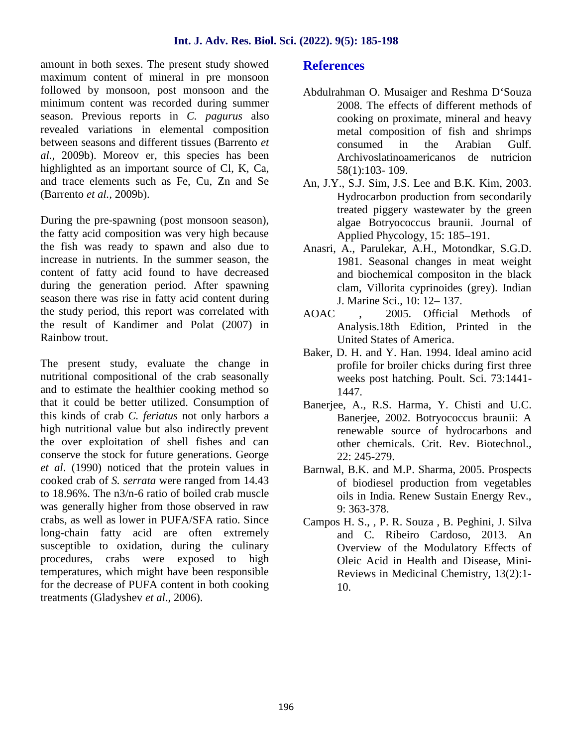amount in both sexes. The present study showed maximum content of mineral in pre monsoon followed by monsoon, post monsoon and the minimum content was recorded during summer season. Previous reports in *C. pagurus* also revealed variations in elemental composition between seasons and different tissues (Barrento *et al.,* 2009b). Moreov er, this species has been highlighted as an important source of Cl, K, Ca, and trace elements such as Fe, Cu, Zn and Se (Barrento *et al.,* 2009b).

During the pre-spawning (post monsoon season), the fatty acid composition was very high because the fish was ready to spawn and also due to increase in nutrients. In the summer season, the content of fatty acid found to have decreased during the generation period. After spawning season there was rise in fatty acid content during the study period, this report was correlated with the result of Kandimer and Polat (2007) in Rainbow trout.

The present study, evaluate the change in nutritional compositional of the crab seasonally and to estimate the healthier cooking method so that it could be better utilized. Consumption of this kinds of crab *C. feriatus* not only harbors a high nutritional value but also indirectly prevent the over exploitation of shell fishes and can conserve the stock for future generations. George *et al*. (1990) noticed that the protein values in cooked crab of *S. serrata* were ranged from 14.43 to 18.96%. The n3/n-6 ratio of boiled crab muscle was generally higher from those observed in raw crabs, as well as lower in PUFA/SFA ratio. Since long-chain fatty acid are often extremely susceptible to oxidation, during the culinary procedures, crabs were exposed to high temperatures, which might have been responsible for the decrease of PUFA content in both cooking treatments (Gladyshev *et al*., 2006).

## References

Abdulrahman O. Musaiger and Reshma D'Souza 2008. The effects of different methods of cooking on proximate, mineral and heavy metal composition of fish and shrimps consumed in the Arabian Gulf. Archivoslatinoamericanos de nutricion 58(1):103- 109.

An, J.Y., S.J. Sim, J.S. Lee and B.K. Kim, 2003. Hydrocarbon production from secondarily treated piggery wastewater by the green algae Botryococcus braunii. Journal of Applied Phycology, 15: 185–191.

Anasri, A., Parulekar, A.H., Motondkar, S.G.D. 1981. Seasonal changes in meat weight and biochemical compositon in the black clam, Villorita cyprinoides (grey). Indian J. Marine Sci., 10: 12– 137.

AOAC , 2005. Official Methods of Analysis.18th Edition, Printed in the United States of America.

Baker, D. H. and Y. Han. 1994. Ideal amino acid profile for broiler chicks during first three weeks post hatching. Poult. Sci. 73:1441-1447.

Banerjee, A., R.S. Harma, Y. Chisti and U.C. Banerjee, 2002. Botryococcus braunii: A renewable source of hydrocarbons and other chemicals. Crit. Rev. Biotechnol., 22: 245-279.

Barnwal, B.K. and M.P. Sharma, 2005. Prospects of biodiesel production from vegetables oils in India. Renew Sustain Energy Rev., 9: 363-378.

Campos H. S., , P. R. Souza , B. Peghini, J. Silva and C. Ribeiro Cardoso, 2013. An Overview of the Modulatory Effects of Oleic Acid in Health and Disease, Mini-Reviews in Medicinal Chemistry, 13(2):1-10.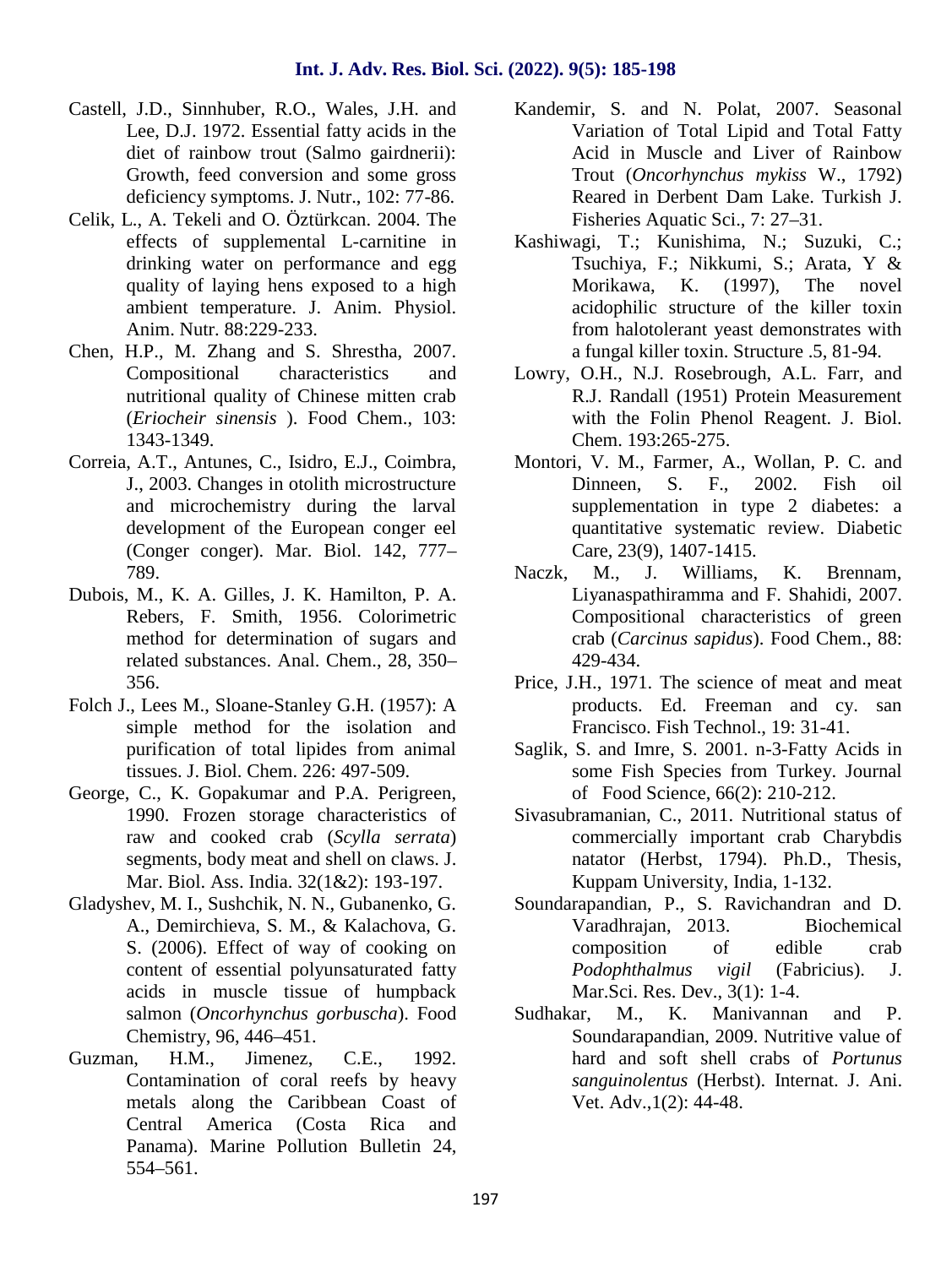Castell, J.D., Sinnhuber, R.O., Wales, J.H. and Lee, D.J. 1972. Essential fatty acids in the diet of rainbow trout (Salmo gairdnerii): Growth, feed conversion and some gross deficiency symptoms. J. Nutr., 102: 77-86.

Celik, L., A. Tekeli and O. Öztürkcan. 2004. The effects of supplemental L-carnitine in drinking water on performance and egg quality of laying hens exposed to a high ambient temperature. J. Anim. Physiol. Anim. Nutr. 88:229-233.

Chen, H.P., M. Zhang and S. Shrestha, 2007. Compositional characteristics and nutritional quality of Chinese mitten crab (*Eriocheir sinensis* ). Food Chem., 103: 1343-1349.

Correia, A.T., Antunes, C., Isidro, E.J., Coimbra, J., 2003. Changes in otolith microstructure and microchemistry during the larval development of the European conger eel (Conger conger). Mar. Biol. 142, 777–789.

Dubois, M., K. A. Gilles, J. K. Hamilton, P. A. Rebers, F. Smith, 1956. Colorimetric method for determination of sugars and related substances. Anal. Chem., 28, 350–356.

Folch J., Lees M., Sloane-Stanley G.H. (1957): A simple method for the isolation and purification of total lipides from animal tissues. J. Biol. Chem. 226: 497-509.

George, C., K. Gopakumar and P.A. Perigreen, 1990. Frozen storage characteristics of raw and cooked crab (*Scylla serrata*) segments, body meat and shell on claws. J. Mar. Biol. Ass. India. 32(1&2): 193-197.

Gladyshev, M. I., Sushchik, N. N., Gubanenko, G. A., Demirchieva, S. M., & Kalachova, G. S. (2006). Effect of way of cooking on content of essential polyunsaturated fatty acids in muscle tissue of humpback salmon (*Oncorhynchus gorbuscha*). Food Chemistry, 96, 446–451.

Guzman, H.M., Jimenez, C.E., 1992. Contamination of coral reefs by heavy metals along the Caribbean Coast of Central America (Costa Rica and Panama). Marine Pollution Bulletin 24, 554–561.

Kandemir, S. and N. Polat, 2007. Seasonal Variation of Total Lipid and Total Fatty Acid in Muscle and Liver of Rainbow Trout (*Oncorhynchus mykiss* W., 1792) Reared in Derbent Dam Lake. Turkish J. Fisheries Aquatic Sci., 7: 27–31.

Kashiwagi, T.; Kunishima, N.; Suzuki, C.; Tsuchiya, F.; Nikkumi, S.; Arata, Y & Morikawa, K. (1997), The novel acidophilic structure of the killer toxin from halotolerant yeast demonstrates with a fungal killer toxin. Structure .5, 81-94.

Lowry, O.H., N.J. Rosebrough, A.L. Farr, and R.J. Randall (1951) Protein Measurement with the Folin Phenol Reagent. J. Biol. Chem. 193:265-275.

Montori, V. M., Farmer, A., Wollan, P. C. and Dinneen, S. F., 2002. Fish oil supplementation in type 2 diabetes: a quantitative systematic review. Diabetic Care, 23(9), 1407-1415.

Naczk, M., J. Williams, K. Brennam, Liyanaspathiramma and F. Shahidi, 2007. Compositional characteristics of green crab (*Carcinus sapidus*). Food Chem., 88: 429-434.

Price, J.H., 1971. The science of meat and meat products. Ed. Freeman and cy. san Francisco. Fish Technol., 19: 31-41.

Saglik, S. and Imre, S. 2001. n-3-Fatty Acids in some Fish Species from Turkey. Journal of Food Science, 66(2): 210-212.

Sivasubramanian, C., 2011. Nutritional status of commercially important crab Charybdis natator (Herbst, 1794). Ph.D., Thesis, Kuppam University, India, 1-132.

Soundarapandian, P., S. Ravichandran and D. Varadhrajan, 2013. Biochemical composition of edible crab *Podophthalmus vigil* (Fabricius). J. Mar.Sci. Res. Dev., 3(1): 1-4.

Sudhakar, M., K. Manivannan and P. Soundarapandian, 2009. Nutritive value of hard and soft shell crabs of *Portunus sanguinolentus* (Herbst). Internat. J. Ani. Vet. Adv.,1(2): 44-48.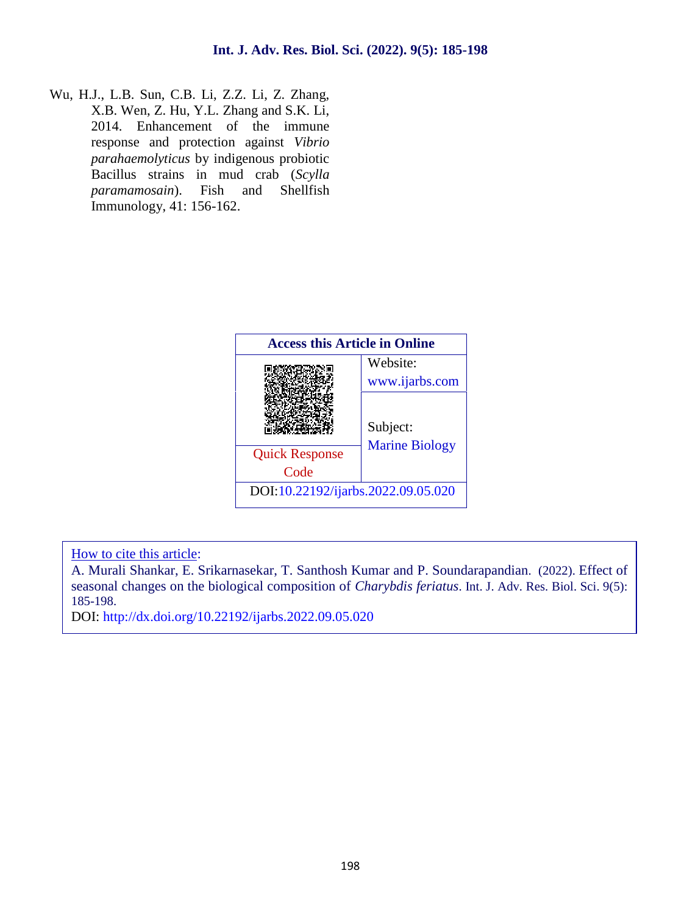Wu, H.J., L.B. Sun, C.B. Li, Z.Z. Li, Z. Zhang, X.B. Wen, Z. Hu, Y.L. Zhang and S.K. Li, 2014. Enhancement of the immune response and protection against *Vibrio parahaemolyticus* by indigenous probiotic Bacillus strains in mud crab (*Scylla paramamosain*). Fish and Shellfish Immunology, 41: 156-162.

| Access this Article in Online | |
|---|---|
| | Website: www.ijarbs.com |
| Quick Response Code | Subject: Marine Biology |
| DOI:10.22192/ijarbs.2022.09.05.020 | |

How to cite this article:

A. Murali Shankar, E. Srikarnasekar, T. Santhosh Kumar and P. Soundarapandian. (2022). Effect of seasonal changes on the biological composition of *Charybdis feriatus*. Int. J. Adv. Res. Biol. Sci. 9(5): 185-198.

DOI: http://dx.doi.org/10.22192/ijarbs.2022.09.05.020